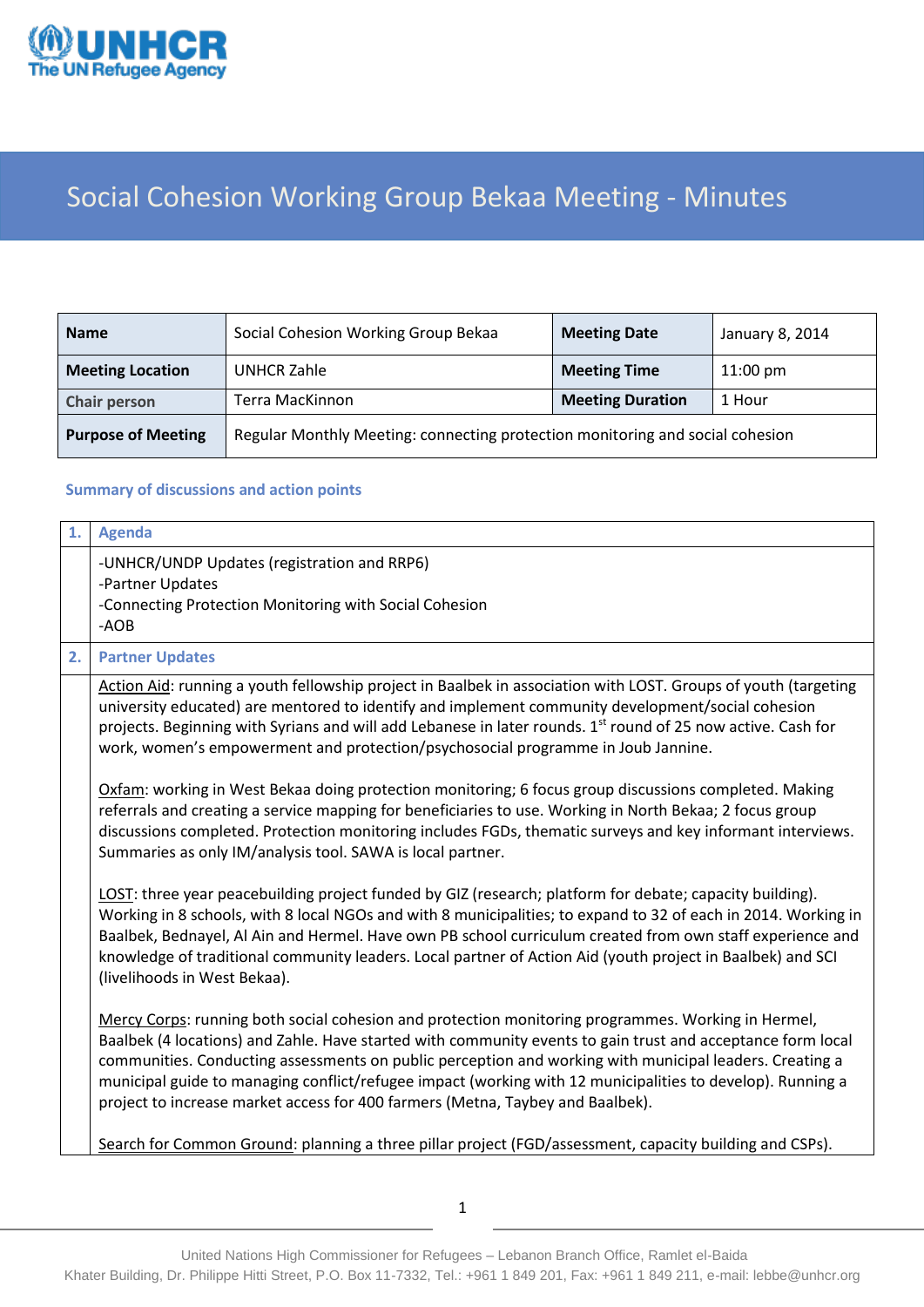# Social Cohesion Working Group Bekaa Meeting - Minutes

| Name | Social Cohesion Working Group Bekaa | Meeting Date | January 8, 2014 |
|---|---|---|---|
| Meeting Location | UNHCR Zahle | Meeting Time | 11:00 pm |
| Chair person | Terra MacKinnon | Meeting Duration | 1 Hour |
| Purpose of Meeting | Regular Monthly Meeting: connecting protection monitoring and social cohesion | | |

## Summary of discussions and action points

### 1. Agenda

-UNHCR/UNDP Updates (registration and RRP6)
-Partner Updates
-Connecting Protection Monitoring with Social Cohesion
-AOB

### 2. Partner Updates

Action Aid: running a youth fellowship project in Baalbek in association with LOST. Groups of youth (targeting university educated) are mentored to identify and implement community development/social cohesion projects. Beginning with Syrians and will add Lebanese in later rounds. 1st round of 25 now active. Cash for work, women's empowerment and protection/psychosocial programme in Joub Jannine.

Oxfam: working in West Bekaa doing protection monitoring; 6 focus group discussions completed. Making referrals and creating a service mapping for beneficiaries to use. Working in North Bekaa; 2 focus group discussions completed. Protection monitoring includes FGDs, thematic surveys and key informant interviews. Summaries as only IM/analysis tool. SAWA is local partner.

LOST: three year peacebuilding project funded by GIZ (research; platform for debate; capacity building). Working in 8 schools, with 8 local NGOs and with 8 municipalities; to expand to 32 of each in 2014. Working in Baalbek, Bednayel, Al Ain and Hermel. Have own PB school curriculum created from own staff experience and knowledge of traditional community leaders. Local partner of Action Aid (youth project in Baalbek) and SCI (livelihoods in West Bekaa).

Mercy Corps: running both social cohesion and protection monitoring programmes. Working in Hermel, Baalbek (4 locations) and Zahle. Have started with community events to gain trust and acceptance form local communities. Conducting assessments on public perception and working with municipal leaders. Creating a municipal guide to managing conflict/refugee impact (working with 12 municipalities to develop). Running a project to increase market access for 400 farmers (Metna, Taybey and Baalbek).

Search for Common Ground: planning a three pillar project (FGD/assessment, capacity building and CSPs).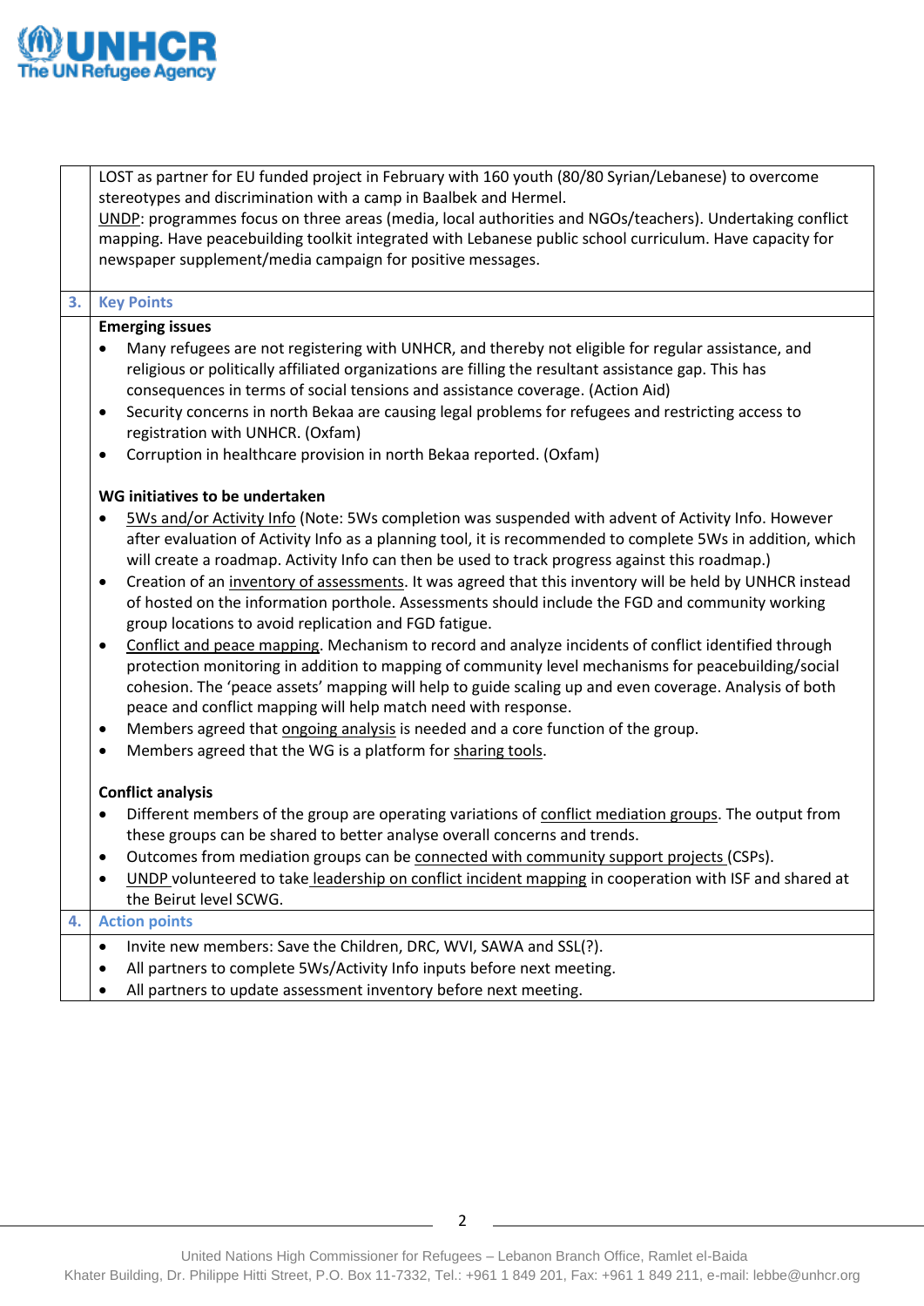| | |
|---|---|
| | LOST as partner for EU funded project in February with 160 youth (80/80 Syrian/Lebanese) to overcome stereotypes and discrimination with a camp in Baalbek and Hermel.<br>UNDP: programmes focus on three areas (media, local authorities and NGOs/teachers). Undertaking conflict mapping. Have peacebuilding toolkit integrated with Lebanese public school curriculum. Have capacity for newspaper supplement/media campaign for positive messages. |
| **3.** | **Key Points** |
| | **Emerging issues**<br>• Many refugees are not registering with UNHCR, and thereby not eligible for regular assistance, and religious or politically affiliated organizations are filling the resultant assistance gap. This has consequences in terms of social tensions and assistance coverage. (Action Aid)<br>• Security concerns in north Bekaa are causing legal problems for refugees and restricting access to registration with UNHCR. (Oxfam)<br>• Corruption in healthcare provision in north Bekaa reported. (Oxfam)<br><br>**WG initiatives to be undertaken**<br>• 5Ws and/or Activity Info (Note: 5Ws completion was suspended with advent of Activity Info. However after evaluation of Activity Info as a planning tool, it is recommended to complete 5Ws in addition, which will create a roadmap. Activity Info can then be used to track progress against this roadmap.)<br>• Creation of an inventory of assessments. It was agreed that this inventory will be held by UNHCR instead of hosted on the information porthole. Assessments should include the FGD and community working group locations to avoid replication and FGD fatigue.<br>• Conflict and peace mapping. Mechanism to record and analyze incidents of conflict identified through protection monitoring in addition to mapping of community level mechanisms for peacebuilding/social cohesion. The 'peace assets' mapping will help to guide scaling up and even coverage. Analysis of both peace and conflict mapping will help match need with response.<br>• Members agreed that ongoing analysis is needed and a core function of the group.<br>• Members agreed that the WG is a platform for sharing tools.<br><br>**Conflict analysis**<br>• Different members of the group are operating variations of conflict mediation groups. The output from these groups can be shared to better analyse overall concerns and trends.<br>• Outcomes from mediation groups can be connected with community support projects (CSPs).<br>• UNDP volunteered to take leadership on conflict incident mapping in cooperation with ISF and shared at the Beirut level SCWG. |
| **4.** | **Action points** |
| | • Invite new members: Save the Children, DRC, WVI, SAWA and SSL(?).<br>• All partners to complete 5Ws/Activity Info inputs before next meeting.<br>• All partners to update assessment inventory before next meeting. |